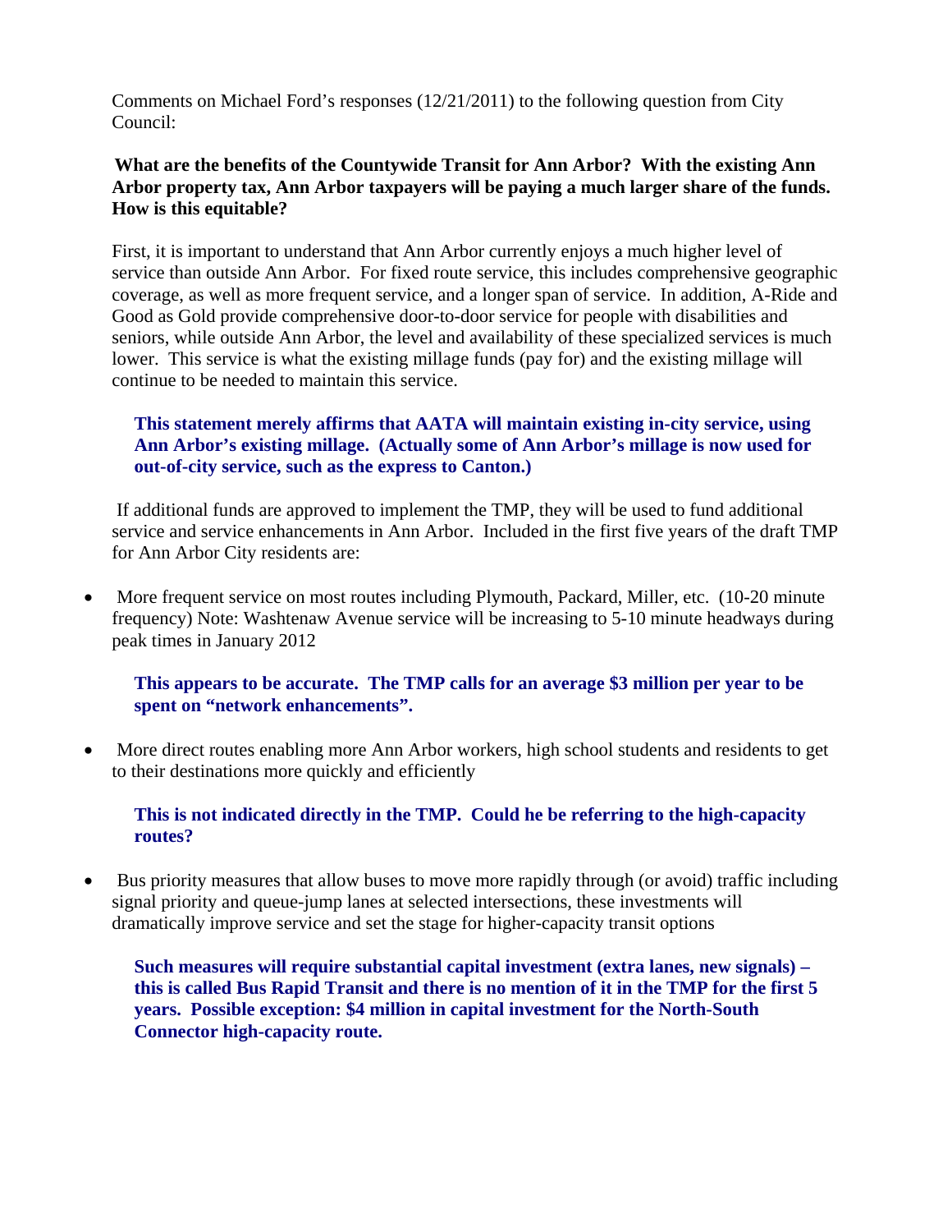Comments on Michael Ford's responses (12/21/2011) to the following question from City Council:

**What are the benefits of the Countywide Transit for Ann Arbor? With the existing Ann Arbor property tax, Ann Arbor taxpayers will be paying a much larger share of the funds. How is this equitable?**

First, it is important to understand that Ann Arbor currently enjoys a much higher level of service than outside Ann Arbor. For fixed route service, this includes comprehensive geographic coverage, as well as more frequent service, and a longer span of service. In addition, A-Ride and Good as Gold provide comprehensive door-to-door service for people with disabilities and seniors, while outside Ann Arbor, the level and availability of these specialized services is much lower. This service is what the existing millage funds (pay for) and the existing millage will continue to be needed to maintain this service.

> **This statement merely affirms that AATA will maintain existing in-city service, using Ann Arbor's existing millage. (Actually some of Ann Arbor's millage is now used for out-of-city service, such as the express to Canton.)**

If additional funds are approved to implement the TMP, they will be used to fund additional service and service enhancements in Ann Arbor. Included in the first five years of the draft TMP for Ann Arbor City residents are:

- More frequent service on most routes including Plymouth, Packard, Miller, etc. (10-20 minute frequency) Note: Washtenaw Avenue service will be increasing to 5-10 minute headways during peak times in January 2012

> **This appears to be accurate. The TMP calls for an average $3 million per year to be spent on "network enhancements".**

- More direct routes enabling more Ann Arbor workers, high school students and residents to get to their destinations more quickly and efficiently

> **This is not indicated directly in the TMP. Could he be referring to the high-capacity routes?**

- Bus priority measures that allow buses to move more rapidly through (or avoid) traffic including signal priority and queue-jump lanes at selected intersections, these investments will dramatically improve service and set the stage for higher-capacity transit options

> **Such measures will require substantial capital investment (extra lanes, new signals) – this is called Bus Rapid Transit and there is no mention of it in the TMP for the first 5 years. Possible exception: $4 million in capital investment for the North-South Connector high-capacity route.**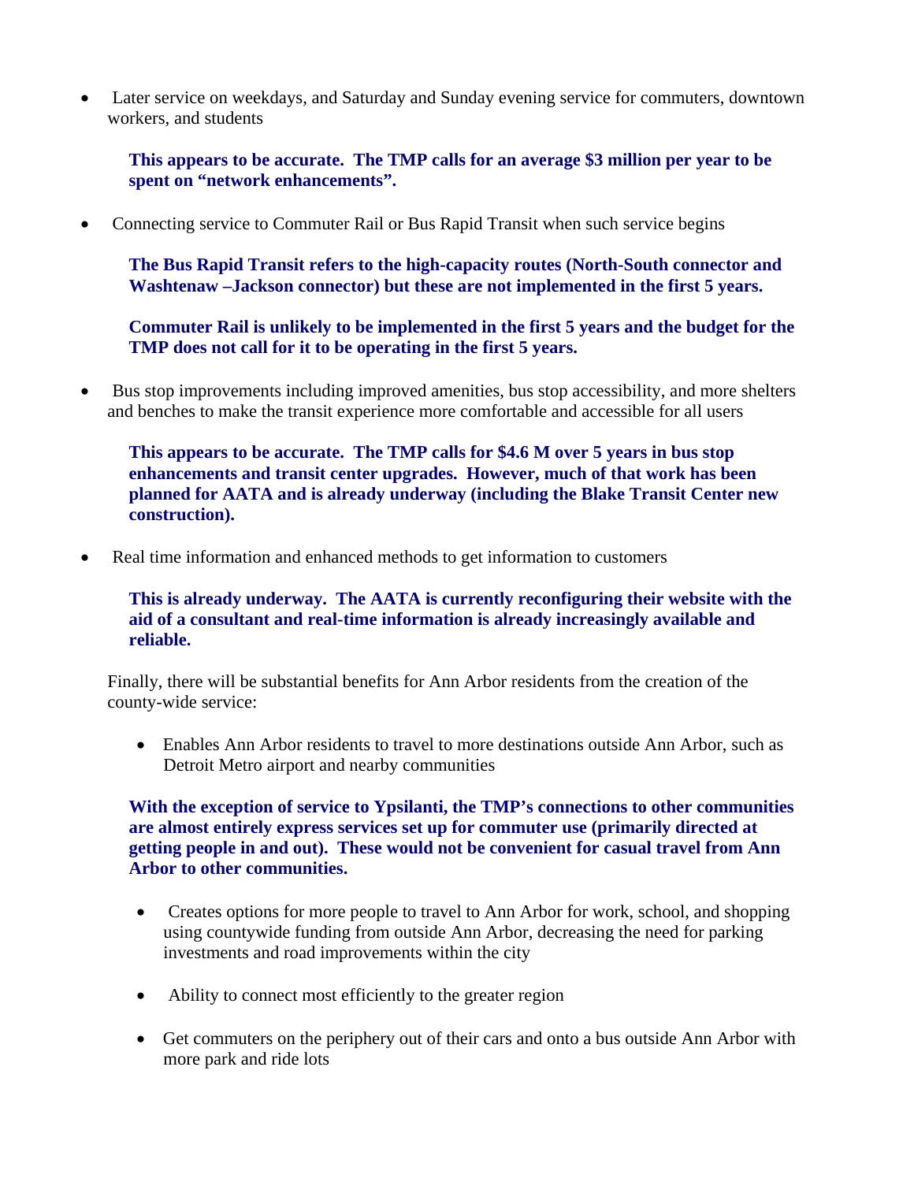- Later service on weekdays, and Saturday and Sunday evening service for commuters, downtown workers, and students

  **This appears to be accurate. The TMP calls for an average $3 million per year to be spent on "network enhancements".**

- Connecting service to Commuter Rail or Bus Rapid Transit when such service begins

  **The Bus Rapid Transit refers to the high-capacity routes (North-South connector and Washtenaw –Jackson connector) but these are not implemented in the first 5 years.**

  **Commuter Rail is unlikely to be implemented in the first 5 years and the budget for the TMP does not call for it to be operating in the first 5 years.**

- Bus stop improvements including improved amenities, bus stop accessibility, and more shelters and benches to make the transit experience more comfortable and accessible for all users

  **This appears to be accurate. The TMP calls for $4.6 M over 5 years in bus stop enhancements and transit center upgrades. However, much of that work has been planned for AATA and is already underway (including the Blake Transit Center new construction).**

- Real time information and enhanced methods to get information to customers

  **This is already underway. The AATA is currently reconfiguring their website with the aid of a consultant and real-time information is already increasingly available and reliable.**

Finally, there will be substantial benefits for Ann Arbor residents from the creation of the county-wide service:

- Enables Ann Arbor residents to travel to more destinations outside Ann Arbor, such as Detroit Metro airport and nearby communities

**With the exception of service to Ypsilanti, the TMP's connections to other communities are almost entirely express services set up for commuter use (primarily directed at getting people in and out). These would not be convenient for casual travel from Ann Arbor to other communities.**

- Creates options for more people to travel to Ann Arbor for work, school, and shopping using countywide funding from outside Ann Arbor, decreasing the need for parking investments and road improvements within the city

- Ability to connect most efficiently to the greater region

- Get commuters on the periphery out of their cars and onto a bus outside Ann Arbor with more park and ride lots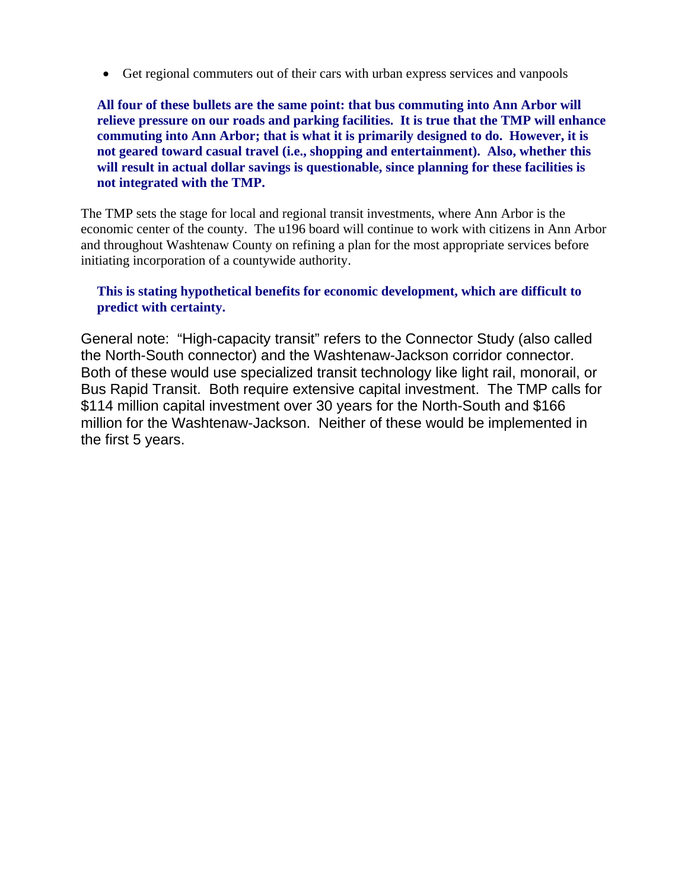- Get regional commuters out of their cars with urban express services and vanpools

**All four of these bullets are the same point: that bus commuting into Ann Arbor will relieve pressure on our roads and parking facilities. It is true that the TMP will enhance commuting into Ann Arbor; that is what it is primarily designed to do. However, it is not geared toward casual travel (i.e., shopping and entertainment). Also, whether this will result in actual dollar savings is questionable, since planning for these facilities is not integrated with the TMP.**

The TMP sets the stage for local and regional transit investments, where Ann Arbor is the economic center of the county. The u196 board will continue to work with citizens in Ann Arbor and throughout Washtenaw County on refining a plan for the most appropriate services before initiating incorporation of a countywide authority.

**This is stating hypothetical benefits for economic development, which are difficult to predict with certainty.**

General note: "High-capacity transit" refers to the Connector Study (also called the North-South connector) and the Washtenaw-Jackson corridor connector. Both of these would use specialized transit technology like light rail, monorail, or Bus Rapid Transit. Both require extensive capital investment. The TMP calls for $114 million capital investment over 30 years for the North-South and $166 million for the Washtenaw-Jackson. Neither of these would be implemented in the first 5 years.